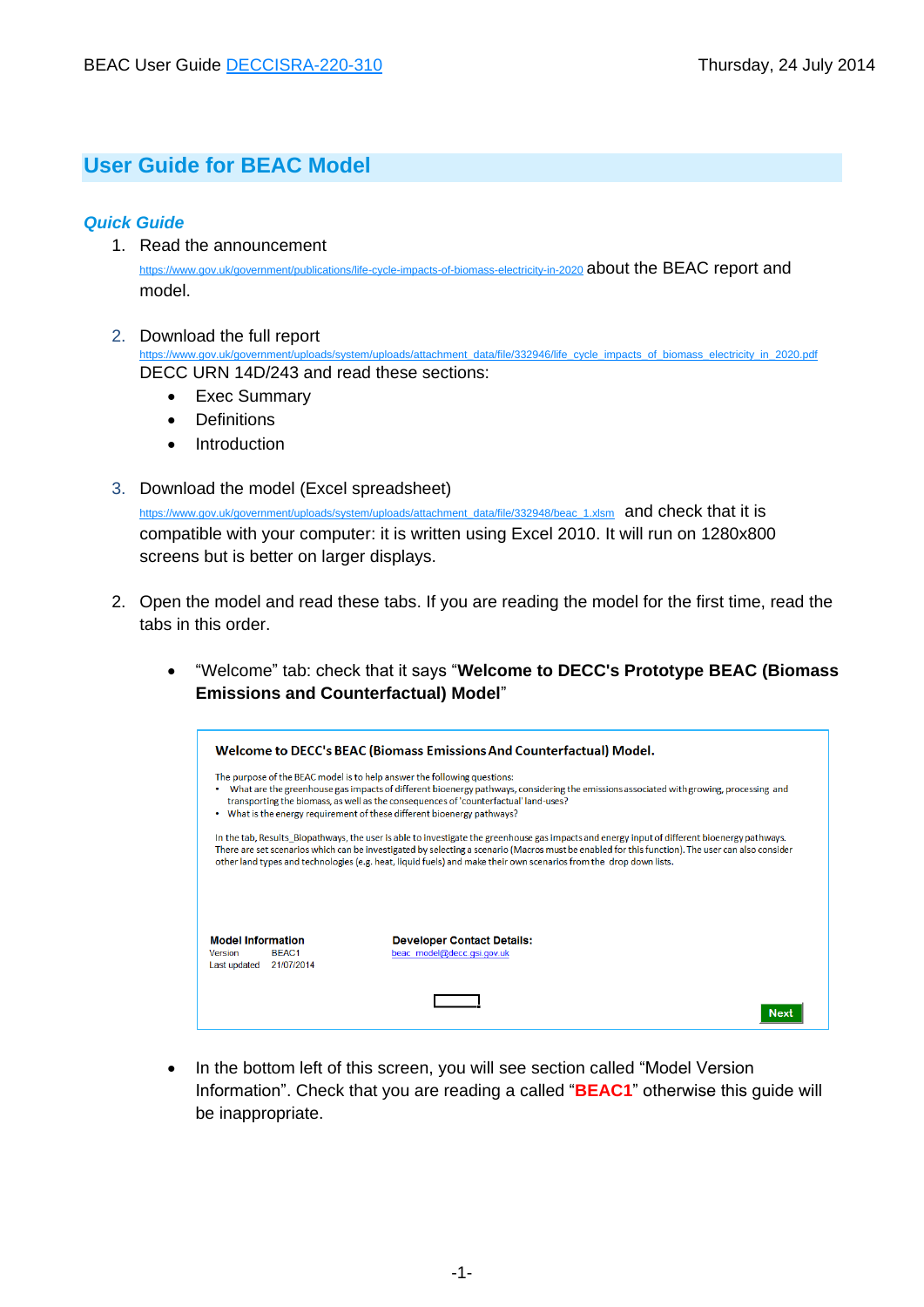# User Guide for BEAC Model

### *Quick Guide*

1. Read the announcement https://www.gov.uk/government/publications/life-cycle-impacts-of-biomass-electricity-in-2020 about the BEAC report and model.

2. Download the full report https://www.gov.uk/government/uploads/system/uploads/attachment_data/file/332946/life_cycle_impacts_of_biomass_electricity_in_2020.pdf DECC URN 14D/243 and read these sections:
   - Exec Summary
   - Definitions
   - Introduction

3. Download the model (Excel spreadsheet) https://www.gov.uk/government/uploads/system/uploads/attachment_data/file/332948/beac_1.xlsm and check that it is compatible with your computer: it is written using Excel 2010. It will run on 1280x800 screens but is better on larger displays.

2. Open the model and read these tabs. If you are reading the model for the first time, read the tabs in this order.

   - "Welcome" tab: check that it says "**Welcome to DECC's Prototype BEAC (Biomass Emissions and Counterfactual) Model**"

     **Welcome to DECC's BEAC (Biomass Emissions And Counterfactual) Model.**

     The purpose of the BEAC model is to help answer the following questions:
     - What are the greenhouse gas impacts of different bioenergy pathways, considering the emissions associated with growing, processing and transporting the biomass, as well as the consequences of 'counterfactual' land-uses?
     - What is the energy requirement of these different bioenergy pathways?

     In the tab, Results_Biopathways, the user is able to investigate the greenhouse gas impacts and energy input of different bioenergy pathways. There are set scenarios which can be investigated by selecting a scenario (Macros must be enabled for this function). The user can also consider other land types and technologies (e.g. heat, liquid fuels) and make their own scenarios from the drop down lists.

     **Model Information**
     Version BEAC1
     Last updated 21/07/2014

     **Developer Contact Details:**
     beac_model@decc.gsi.gov.uk

     Next

   - In the bottom left of this screen, you will see section called "Model Version Information". Check that you are reading a called "**BEAC1**" otherwise this guide will be inappropriate.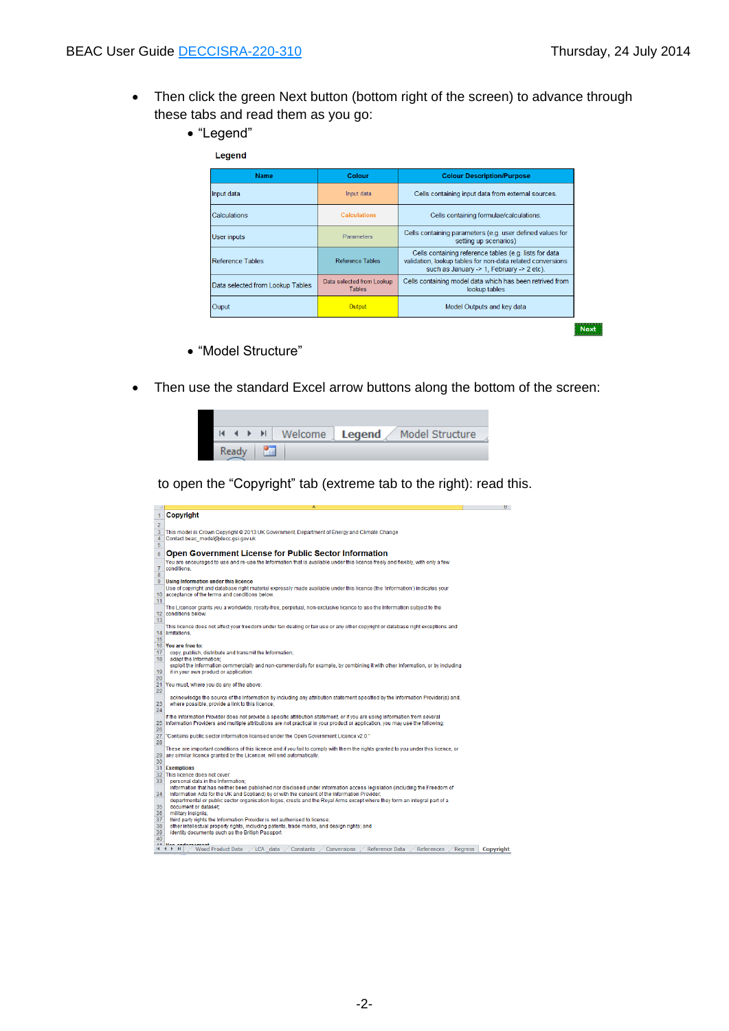- Then click the green Next button (bottom right of the screen) to advance through these tabs and read them as you go:
  - "Legend"

**Legend**

| Name | Colour | Colour Description/Purpose |
|---|---|---|
| Input data | Input data | Cells containing input data from external sources. |
| Calculations | Calculations | Cells containing formulae/calculations. |
| User inputs | Parameters | Cells containing parameters (e.g. user defined values for setting up scenarios) |
| Reference Tables | Reference Tables | Cells containing reference tables (e.g. lists for data validation, lookup tables for non-data related conversions such as January -> 1, February -> 2 etc). |
| Data selected from Lookup Tables | Data selected from Lookup Tables | Cells containing model data which has been retrived from lookup tables |
| Ouput | Output | Model Outputs and key data |

Next

  - "Model Structure"

- Then use the standard Excel arrow buttons along the bottom of the screen:

Welcome | Legend | Model Structure

Ready

to open the "Copyright" tab (extreme tab to the right): read this.

**Copyright**

This model is Crown Copyright © 2013 UK Government Department of Energy and Climate Change
Contact beac_model@decc.gsi.gov.uk

**Open Government License for Public Sector Information**

You are encouraged to use and re-use the Information that is available under this licence freely and flexibly, with only a few conditions.

**Using Information under this licence**

Use of copyright and database right material expressly made available under this licence (the 'Information') indicates your acceptance of the terms and conditions below.

The Licensor grants you a worldwide, royalty-free, perpetual, non-exclusive licence to use the Information subject to the conditions below.

This licence does not affect your freedom under fair dealing or fair use or any other copyright or database right exceptions and limitations.

**You are free to:**

copy, publish, distribute and transmit the Information;
adapt the Information;
exploit the Information commercially and non-commercially for example, by combining it with other Information, or by including it in your own product or application.

You must, where you do any of the above:

acknowledge the source of the Information by including any attribution statement specified by the Information Provider(s) and, where possible, provide a link to this licence;

If the Information Provider does not provide a specific attribution statement, or if you are using Information from several Information Providers and multiple attributions are not practical in your product or application, you may use the following:

"Contains public sector information licensed under the Open Government Licence v2.0."

These are important conditions of this licence and if you fail to comply with them the rights granted to you under this licence, or any similar licence granted by the Licensor, will end automatically.

**Exemptions**

This licence does not cover:
personal data in the Information;
information that has neither been published nor disclosed under information access legislation (including the Freedom of Information Acts for the UK and Scotland) by or with the consent of the Information Provider;
departmental or public sector organisation logos, crests and the Royal Arms except where they form an integral part of a document or dataset;
military insignia;
third party rights the Information Provider is not authorised to license;
other intellectual property rights, including patents, trade marks, and design rights; and
identity documents such as the British Passport

Wood Product Data | LCA_data | Constants | Conversions | Reference Data | References | Regress | Copyright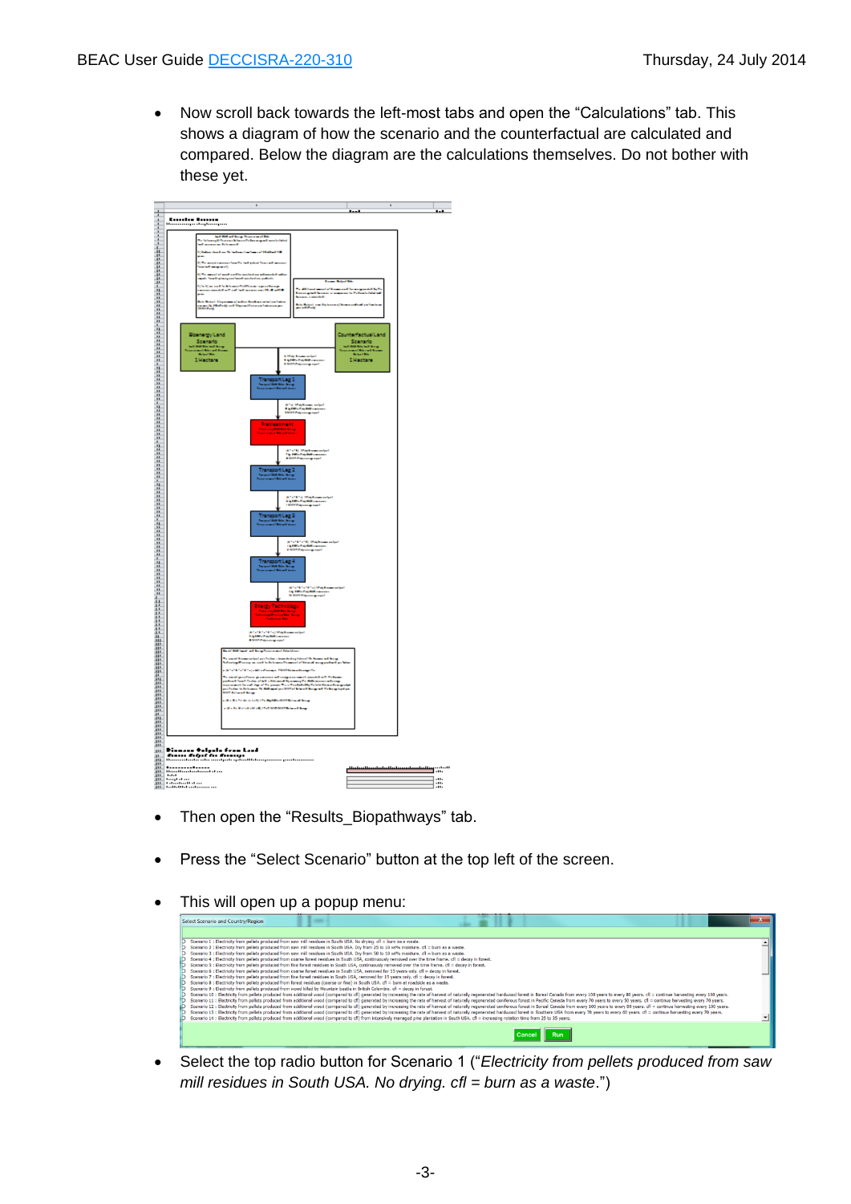- Now scroll back towards the left-most tabs and open the “Calculations” tab. This shows a diagram of how the scenario and the counterfactual are calculated and compared. Below the diagram are the calculations themselves. Do not bother with these yet.

- Then open the “Results_Biopathways” tab.

- Press the “Select Scenario” button at the top left of the screen.

- This will open up a popup menu:

- Select the top radio button for Scenario 1 (“*Electricity from pellets produced from saw mill residues in South USA. No drying. cfl = burn as a waste*.”)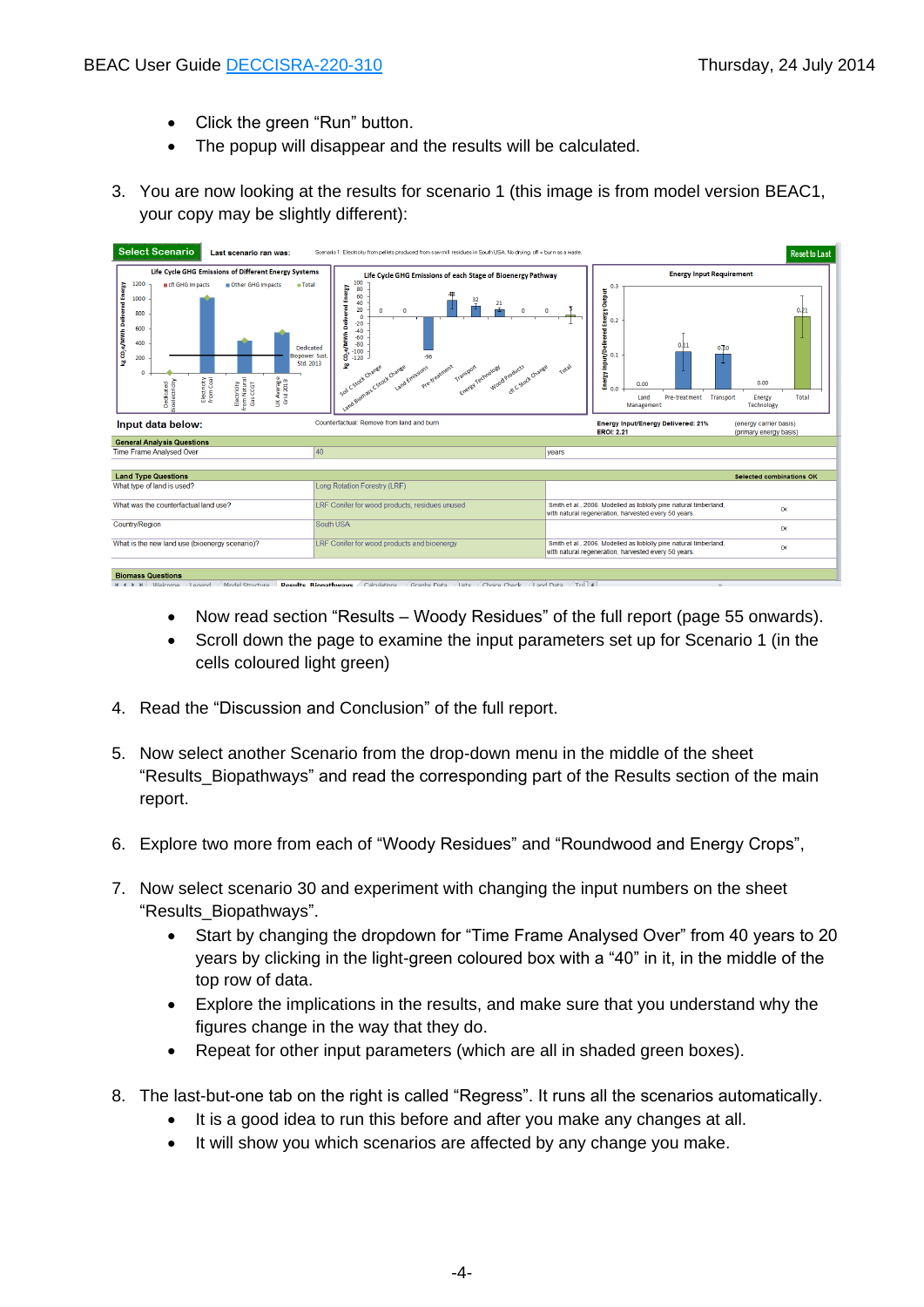- Click the green "Run" button.
- The popup will disappear and the results will be calculated.

3. You are now looking at the results for scenario 1 (this image is from model version BEAC1, your copy may be slightly different):

   - Now read section "Results – Woody Residues" of the full report (page 55 onwards).
   - Scroll down the page to examine the input parameters set up for Scenario 1 (in the cells coloured light green)

4. Read the "Discussion and Conclusion" of the full report.

5. Now select another Scenario from the drop-down menu in the middle of the sheet "Results_Biopathways" and read the corresponding part of the Results section of the main report.

6. Explore two more from each of "Woody Residues" and "Roundwood and Energy Crops",

7. Now select scenario 30 and experiment with changing the input numbers on the sheet "Results_Biopathways".
   - Start by changing the dropdown for "Time Frame Analysed Over" from 40 years to 20 years by clicking in the light-green coloured box with a "40" in it, in the middle of the top row of data.
   - Explore the implications in the results, and make sure that you understand why the figures change in the way that they do.
   - Repeat for other input parameters (which are all in shaded green boxes).

8. The last-but-one tab on the right is called "Regress". It runs all the scenarios automatically.
   - It is a good idea to run this before and after you make any changes at all.
   - It will show you which scenarios are affected by any change you make.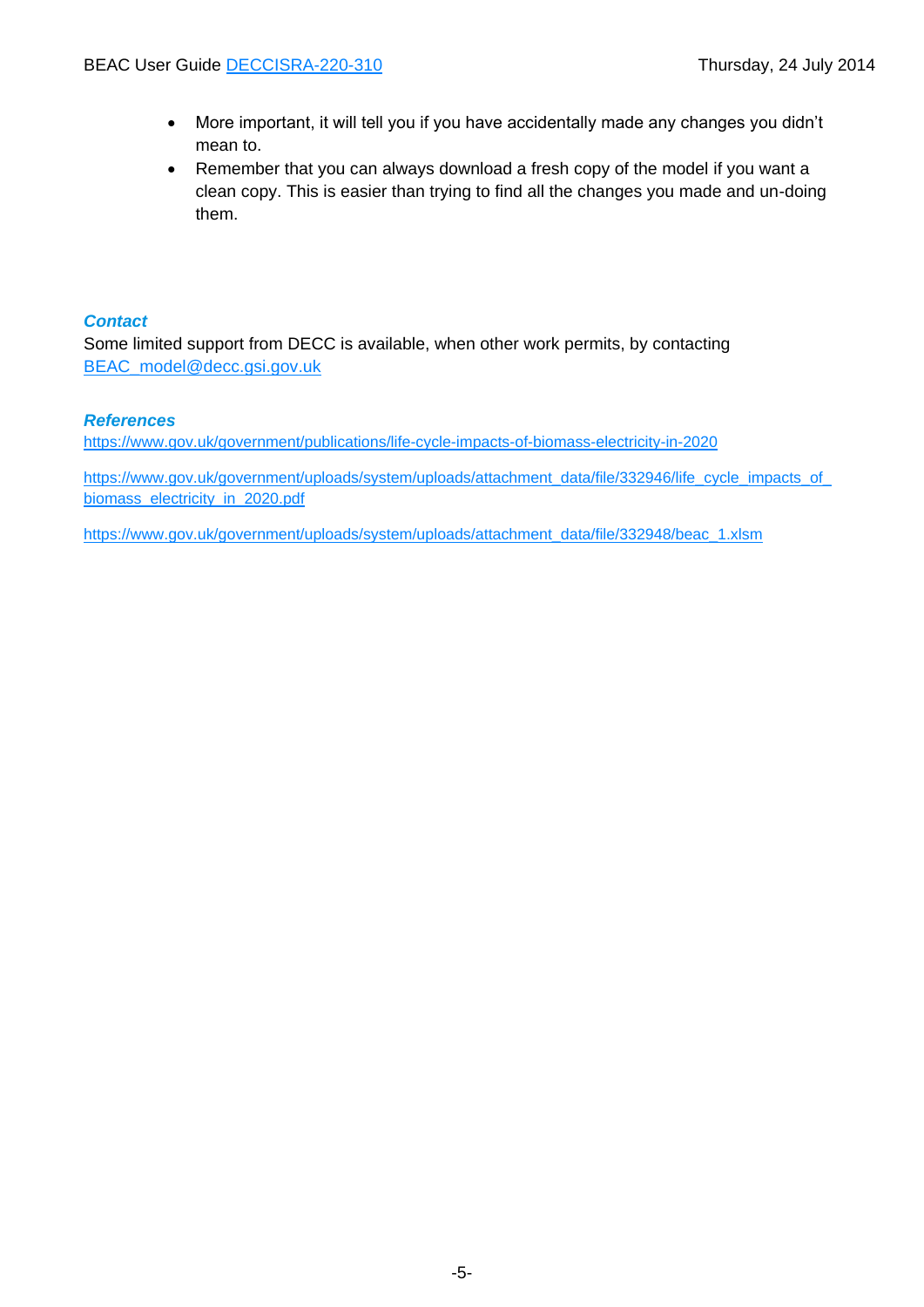- More important, it will tell you if you have accidentally made any changes you didn't mean to.
- Remember that you can always download a fresh copy of the model if you want a clean copy. This is easier than trying to find all the changes you made and un-doing them.

### *Contact*

Some limited support from DECC is available, when other work permits, by contacting [BEAC_model@decc.gsi.gov.uk](mailto:BEAC_model@decc.gsi.gov.uk)

### *References*

https://www.gov.uk/government/publications/life-cycle-impacts-of-biomass-electricity-in-2020

https://www.gov.uk/government/uploads/system/uploads/attachment_data/file/332946/life_cycle_impacts_of_biomass_electricity_in_2020.pdf

https://www.gov.uk/government/uploads/system/uploads/attachment_data/file/332948/beac_1.xlsm